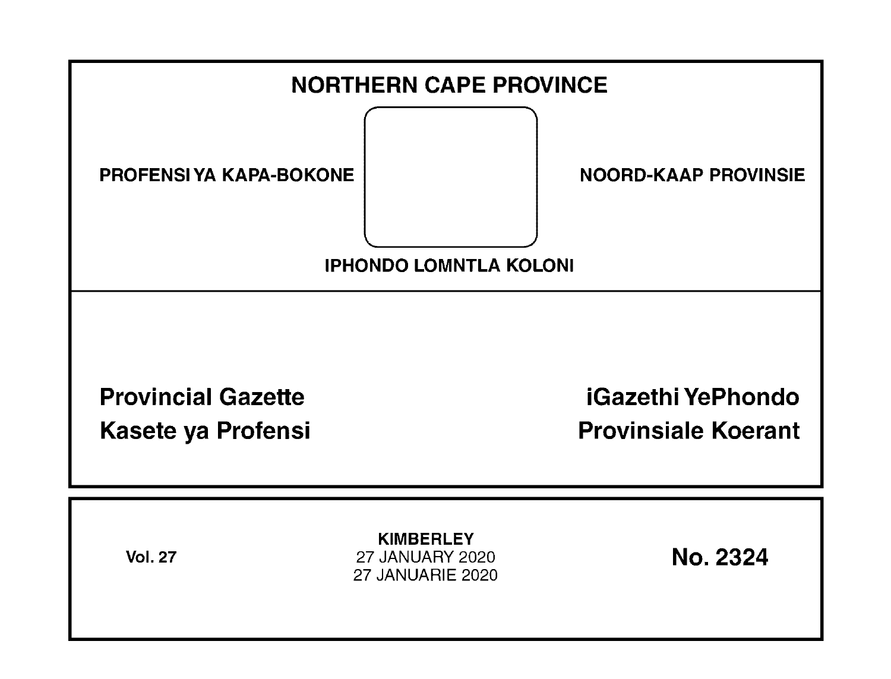# NORTHERN CAPE PROVINCE

PROFENSI YA KAPA-BOKONE

NOORD-KAAP PROVINSIE

IPHONDO LOMNTLA KOLONI

**Provincial Gazette**

**Kasete ya Profensi**

**iGazethi YePhondo**

**Provinsiale Koerant**

**Vol. 27**

**KIMBERLEY**

27 JANUARY 2020

27 JANUARIE 2020

**No. 2324**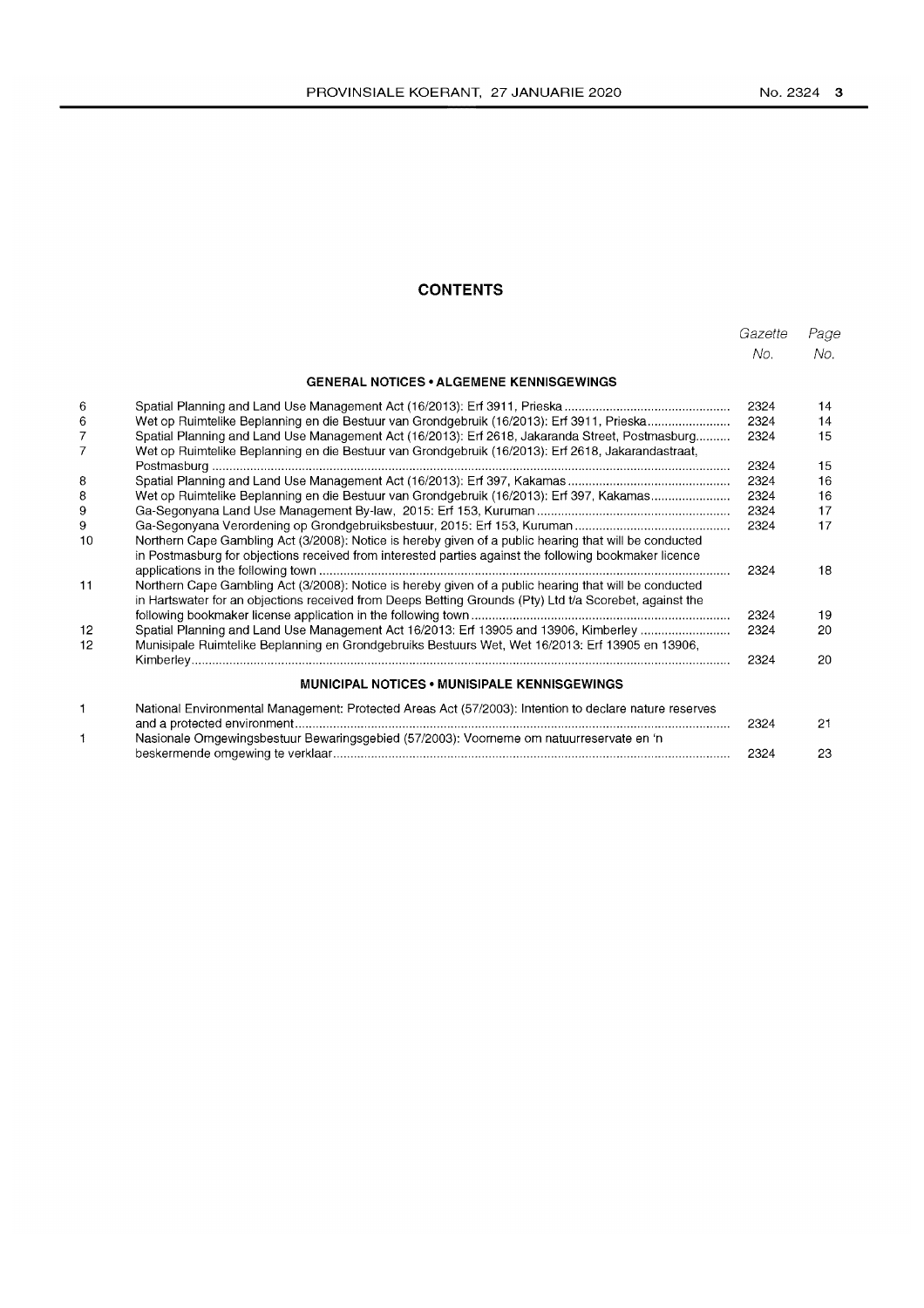## CONTENTS

| | | Gazette No. | Page No. |
|---|---|---|---|
| | **GENERAL NOTICES • ALGEMENE KENNISGEWINGS** | | |
| 6 | Spatial Planning and Land Use Management Act (16/2013): Erf 3911, Prieska | 2324 | 14 |
| 6 | Wet op Ruimtelike Beplanning en die Bestuur van Grondgebruik (16/2013): Erf 3911, Prieska | 2324 | 14 |
| 7 | Spatial Planning and Land Use Management Act (16/2013): Erf 2618, Jakaranda Street, Postmasburg | 2324 | 15 |
| 7 | Wet op Ruimtelike Beplanning en die Bestuur van Grondgebruik (16/2013): Erf 2618, Jakarandastraat, Postmasburg | 2324 | 15 |
| 8 | Spatial Planning and Land Use Management Act (16/2013): Erf 397, Kakamas | 2324 | 16 |
| 8 | Wet op Ruimtelike Beplanning en die Bestuur van Grondgebruik (16/2013): Erf 397, Kakamas | 2324 | 16 |
| 9 | Ga-Segonyana Land Use Management By-law, 2015: Erf 153, Kuruman | 2324 | 17 |
| 9 | Ga-Segonyana Verordening op Grondgebruiksbestuur, 2015: Erf 153, Kuruman | 2324 | 17 |
| 10 | Northern Cape Gambling Act (3/2008): Notice is hereby given of a public hearing that will be conducted in Postmasburg for objections received from interested parties against the following bookmaker licence applications in the following town | 2324 | 18 |
| 11 | Northern Cape Gambling Act (3/2008): Notice is hereby given of a public hearing that will be conducted in Hartswater for an objections received from Deeps Betting Grounds (Pty) Ltd t/a Scorebet, against the following bookmaker license application in the following town | 2324 | 19 |
| 12 | Spatial Planning and Land Use Management Act 16/2013: Erf 13905 and 13906, Kimberley | 2324 | 20 |
| 12 | Munisipale Ruimtelike Beplanning en Grondgebruiks Bestuurs Wet, Wet 16/2013: Erf 13905 en 13906, Kimberley | 2324 | 20 |
| | **MUNICIPAL NOTICES • MUNISIPALE KENNISGEWINGS** | | |
| 1 | National Environmental Management: Protected Areas Act (57/2003): Intention to declare nature reserves and a protected environment | 2324 | 21 |
| 1 | Nasionale Omgewingsbestuur Bewaringsgebied (57/2003): Voorneme om natuurreservate en 'n beskermende omgewing te verklaar | 2324 | 23 |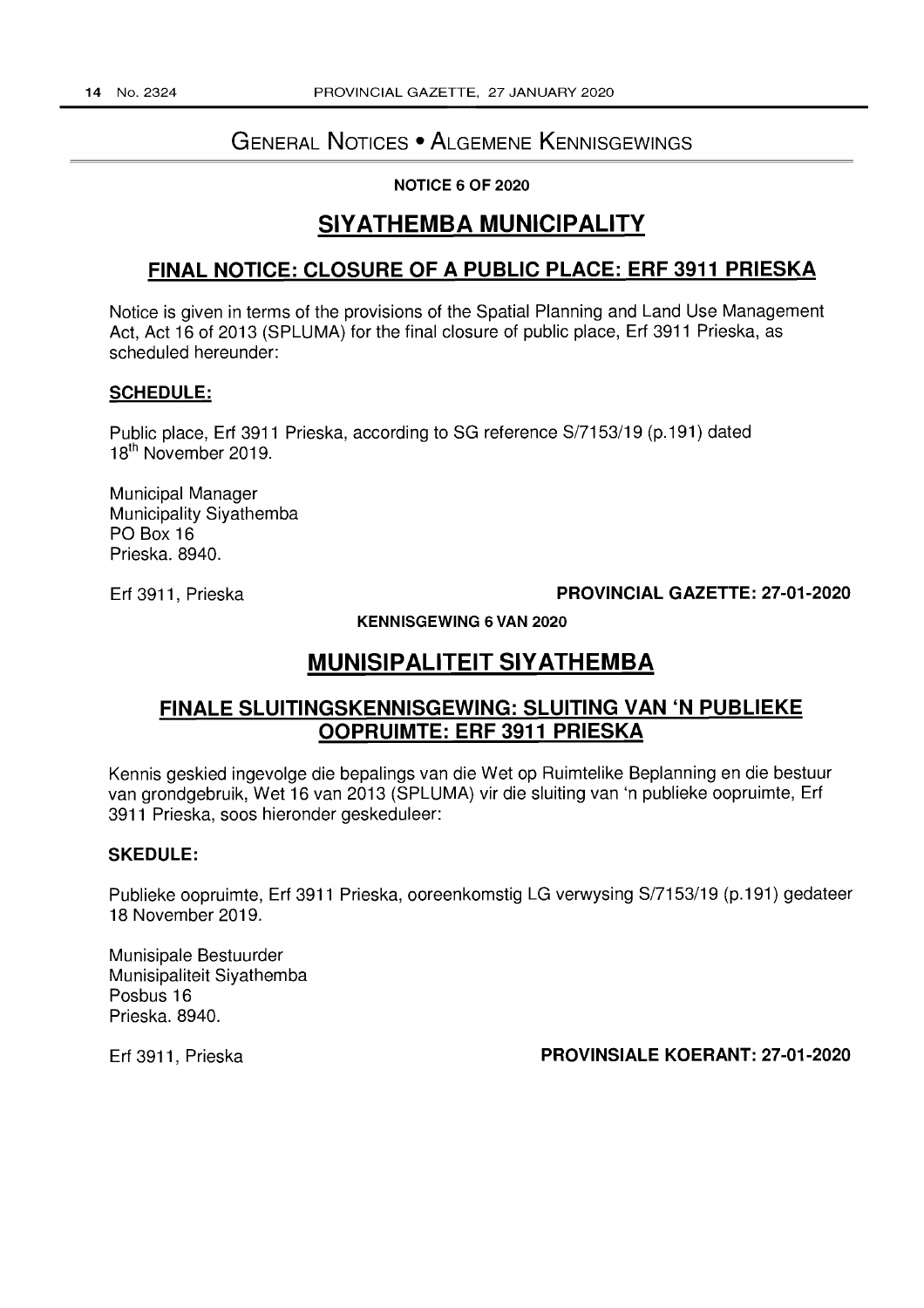# General Notices • Algemene Kennisgewings

**NOTICE 6 OF 2020**

## SIYATHEMBA MUNICIPALITY

### FINAL NOTICE: CLOSURE OF A PUBLIC PLACE: ERF 3911 PRIESKA

Notice is given in terms of the provisions of the Spatial Planning and Land Use Management Act, Act 16 of 2013 (SPLUMA) for the final closure of public place, Erf 3911 Prieska, as scheduled hereunder:

**SCHEDULE:**

Public place, Erf 3911 Prieska, according to SG reference S/7153/19 (p.191) dated 18th November 2019.

Municipal Manager
Municipality Siyathemba
PO Box 16
Prieska. 8940.

Erf 3911, Prieska **PROVINCIAL GAZETTE: 27-01-2020**

**KENNISGEWING 6 VAN 2020**

## MUNISIPALITEIT SIYATHEMBA

### FINALE SLUITINGSKENNISGEWING: SLUITING VAN 'N PUBLIEKE OOPRUIMTE: ERF 3911 PRIESKA

Kennis geskied ingevolge die bepalings van die Wet op Ruimtelike Beplanning en die bestuur van grondgebruik, Wet 16 van 2013 (SPLUMA) vir die sluiting van 'n publieke oopruimte, Erf 3911 Prieska, soos hieronder geskeduleer:

**SKEDULE:**

Publieke oopruimte, Erf 3911 Prieska, ooreenkomstig LG verwysing S/7153/19 (p.191) gedateer 18 November 2019.

Munisipale Bestuurder
Munisipaliteit Siyathemba
Posbus 16
Prieska. 8940.

Erf 3911, Prieska **PROVINSIALE KOERANT: 27-01-2020**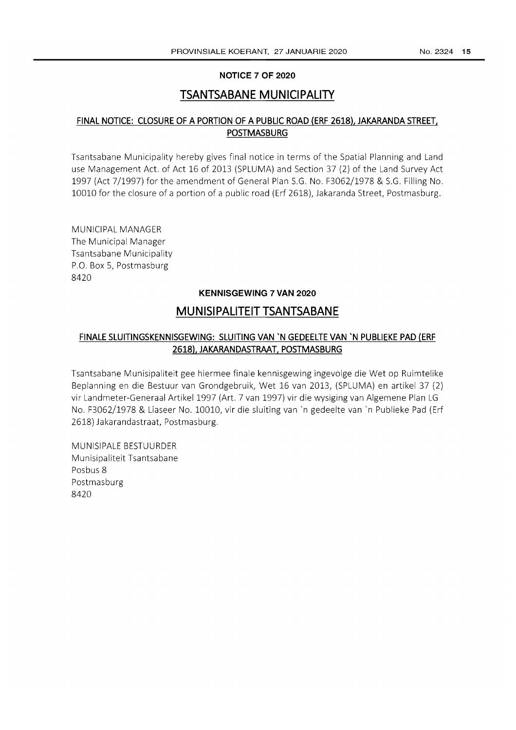**NOTICE 7 OF 2020**

## TSANTSABANE MUNICIPALITY

### FINAL NOTICE: CLOSURE OF A PORTION OF A PUBLIC ROAD (ERF 2618), JAKARANDA STREET, POSTMASBURG

Tsantsabane Municipality hereby gives final notice in terms of the Spatial Planning and Land use Management Act. of Act 16 of 2013 (SPLUMA) and Section 37 (2) of the Land Survey Act 1997 (Act 7/1997) for the amendment of General Plan S.G. No. F3062/1978 & S.G. Filling No. 10010 for the closure of a portion of a public road (Erf 2618), Jakaranda Street, Postmasburg.

MUNICIPAL MANAGER
The Municipal Manager
Tsantsabane Municipality
P.O. Box 5, Postmasburg
8420

**KENNISGEWING 7 VAN 2020**

## MUNISIPALITEIT TSANTSABANE

### FINALE SLUITINGSKENNISGEWING: SLUITING VAN `N GEDEELTE VAN `N PUBLIEKE PAD (ERF 2618), JAKARANDASTRAAT, POSTMASBURG

Tsantsabane Munisipaliteit gee hiermee finale kennisgewing ingevolge die Wet op Ruimtelike Beplanning en die Bestuur van Grondgebruik, Wet 16 van 2013, (SPLUMA) en artikel 37 (2) vir Landmeter-Generaal Artikel 1997 (Art. 7 van 1997) vir die wysiging van Algemene Plan LG No. F3062/1978 & Liaseer No. 10010, vir die sluiting van `n gedeelte van `n Publieke Pad (Erf 2618) Jakarandastraat, Postmasburg.

MUNISIPALE BESTUURDER
Munisipaliteit Tsantsabane
Posbus 8
Postmasburg
8420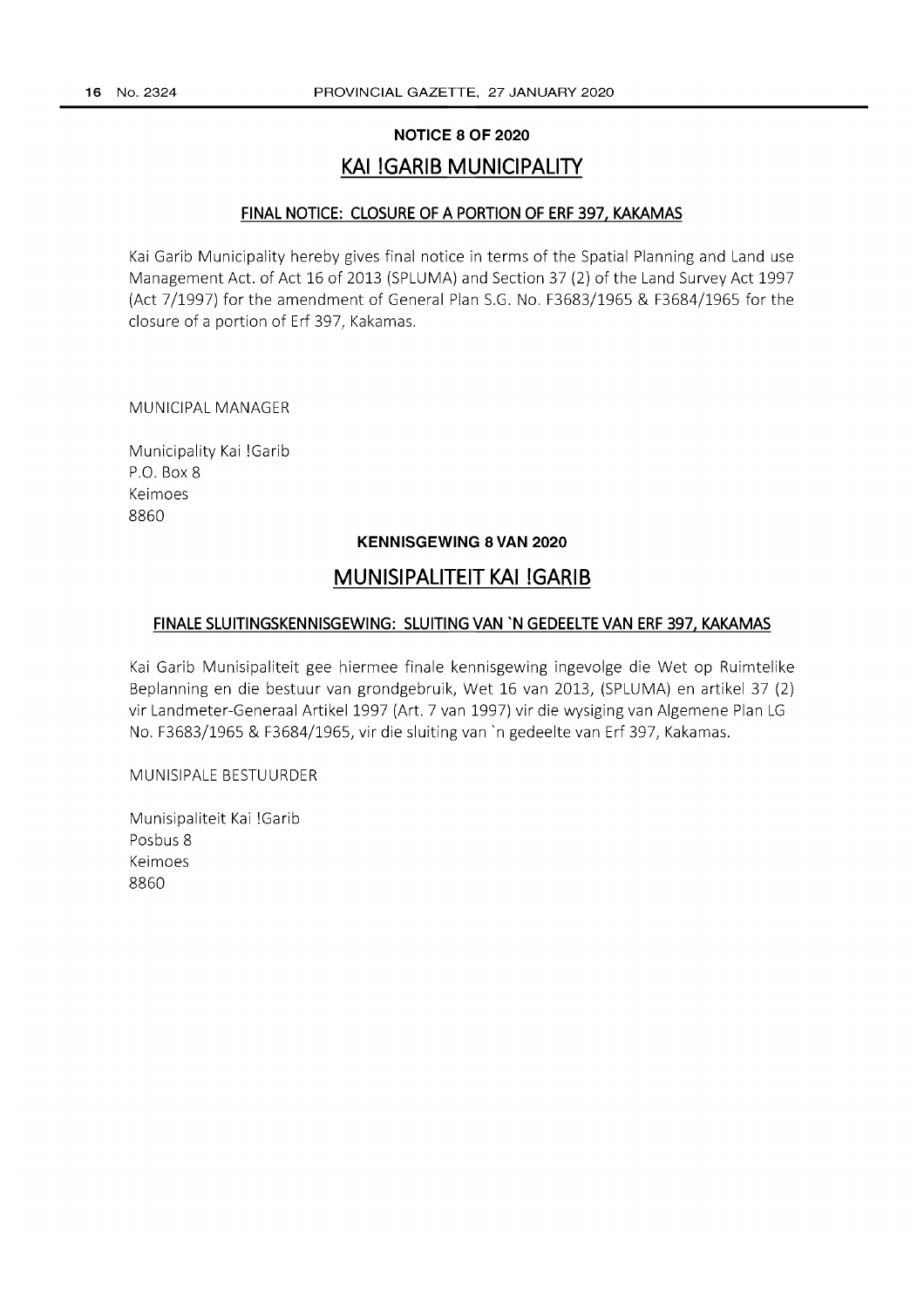## NOTICE 8 OF 2020

## KAI !GARIB MUNICIPALITY

### FINAL NOTICE: CLOSURE OF A PORTION OF ERF 397, KAKAMAS

Kai Garib Municipality hereby gives final notice in terms of the Spatial Planning and Land use Management Act. of Act 16 of 2013 (SPLUMA) and Section 37 (2) of the Land Survey Act 1997 (Act 7/1997) for the amendment of General Plan S.G. No. F3683/1965 & F3684/1965 for the closure of a portion of Erf 397, Kakamas.

MUNICIPAL MANAGER

Municipality Kai !Garib
P.O. Box 8
Keimoes
8860

## KENNISGEWING 8 VAN 2020

## MUNISIPALITEIT KAI !GARIB

### FINALE SLUITINGSKENNISGEWING: SLUITING VAN `N GEDEELTE VAN ERF 397, KAKAMAS

Kai Garib Munisipaliteit gee hiermee finale kennisgewing ingevolge die Wet op Ruimtelike Beplanning en die bestuur van grondgebruik, Wet 16 van 2013, (SPLUMA) en artikel 37 (2) vir Landmeter-Generaal Artikel 1997 (Art. 7 van 1997) vir die wysiging van Algemene Plan LG No. F3683/1965 & F3684/1965, vir die sluiting van `n gedeelte van Erf 397, Kakamas.

MUNISIPALE BESTUURDER

Munisipaliteit Kai !Garib
Posbus 8
Keimoes
8860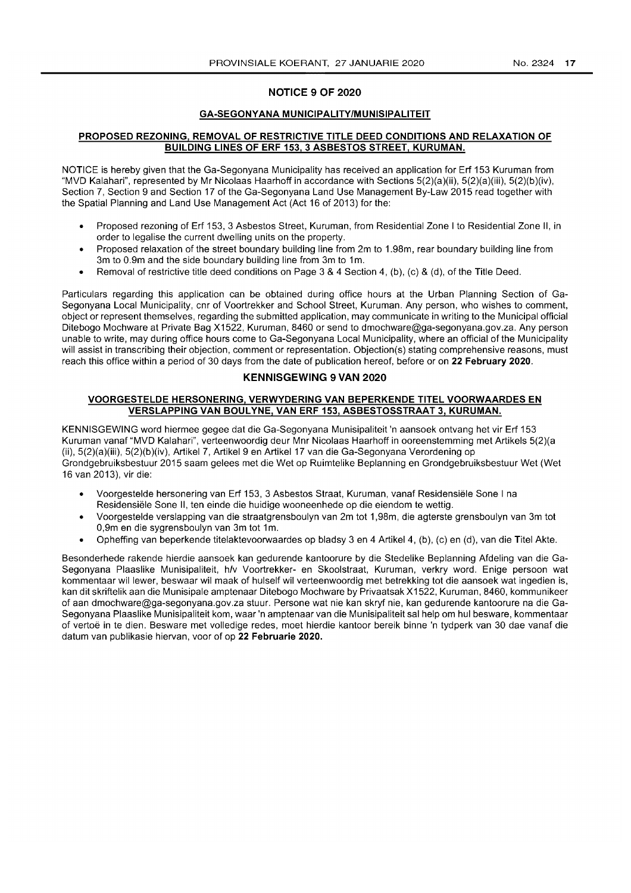## NOTICE 9 OF 2020

### GA-SEGONYANA MUNICIPALITY/MUNISIPALITEIT

**PROPOSED REZONING, REMOVAL OF RESTRICTIVE TITLE DEED CONDITIONS AND RELAXATION OF BUILDING LINES OF ERF 153, 3 ASBESTOS STREET, KURUMAN.**

NOTICE is hereby given that the Ga-Segonyana Municipality has received an application for Erf 153 Kuruman from "MVD Kalahari", represented by Mr Nicolaas Haarhoff in accordance with Sections 5(2)(a)(ii), 5(2)(a)(iii), 5(2)(b)(iv), Section 7, Section 9 and Section 17 of the Ga-Segonyana Land Use Management By-Law 2015 read together with the Spatial Planning and Land Use Management Act (Act 16 of 2013) for the:

- Proposed rezoning of Erf 153, 3 Asbestos Street, Kuruman, from Residential Zone I to Residential Zone II, in order to legalise the current dwelling units on the property.
- Proposed relaxation of the street boundary building line from 2m to 1.98m, rear boundary building line from 3m to 0.9m and the side boundary building line from 3m to 1m.
- Removal of restrictive title deed conditions on Page 3 & 4 Section 4, (b), (c) & (d), of the Title Deed.

Particulars regarding this application can be obtained during office hours at the Urban Planning Section of Ga-Segonyana Local Municipality, cnr of Voortrekker and School Street, Kuruman. Any person, who wishes to comment, object or represent themselves, regarding the submitted application, may communicate in writing to the Municipal official Ditebogo Mochware at Private Bag X1522, Kuruman, 8460 or send to dmochware@ga-segonyana.gov.za. Any person unable to write, may during office hours come to Ga-Segonyana Local Municipality, where an official of the Municipality will assist in transcribing their objection, comment or representation. Objection(s) stating comprehensive reasons, must reach this office within a period of 30 days from the date of publication hereof, before or on **22 February 2020**.

## KENNISGEWING 9 VAN 2020

**VOORGESTELDE HERSONERING, VERWYDERING VAN BEPERKENDE TITEL VOORWAARDES EN VERSLAPPING VAN BOULYNE, VAN ERF 153, ASBESTOSSTRAAT 3, KURUMAN.**

KENNISGEWING word hiermee gegee dat die Ga-Segonyana Munisipaliteit 'n aansoek ontvang het vir Erf 153 Kuruman vanaf "MVD Kalahari", verteenwoordig deur Mnr Nicolaas Haarhoff in ooreenstemming met Artikels 5(2)(a)(ii), 5(2)(a)(iii), 5(2)(b)(iv), Artikel 7, Artikel 9 en Artikel 17 van die Ga-Segonyana Verordening op Grondgebruiksbestuur 2015 saam gelees met die Wet op Ruimtelike Beplanning en Grondgebruiksbestuur Wet (Wet 16 van 2013), vir die:

- Voorgestelde hersonering van Erf 153, 3 Asbestos Straat, Kuruman, vanaf Residensiële Sone I na Residensiële Sone II, ten einde die huidige wooneenhede op die eiendom te wettig.
- Voorgestelde verslapping van die straatgrensboulyn van 2m tot 1,98m, die agterste grensboulyn van 3m tot 0,9m en die sygrensboulyn van 3m tot 1m.
- Opheffing van beperkende titelaktevoorwaardes op bladsy 3 en 4 Artikel 4, (b), (c) en (d), van die Titel Akte.

Besonderhede rakende hierdie aansoek kan gedurende kantoorure by die Stedelike Beplanning Afdeling van die Ga-Segonyana Plaaslike Munisipaliteit, h/v Voortrekker- en Skoolstraat, Kuruman, verkry word. Enige persoon wat kommentaar wil lewer, beswaar wil maak of hulself wil verteenwoordig met betrekking tot die aansoek wat ingedien is, kan dit skriftelik aan die Munisipale amptenaar Ditebogo Mochware by Privaatsak X1522, Kuruman, 8460, kommunikeer of aan dmochware@ga-segonyana.gov.za stuur. Persone wat nie kan skryf nie, kan gedurende kantoorure na die Ga-Segonyana Plaaslike Munisipaliteit kom, waar 'n amptenaar van die Munisipaliteit sal help om hul besware, kommentaar of vertoë in te dien. Besware met volledige redes, moet hierdie kantoor bereik binne 'n tydperk van 30 dae vanaf die datum van publikasie hiervan, voor of op **22 Februarie 2020.**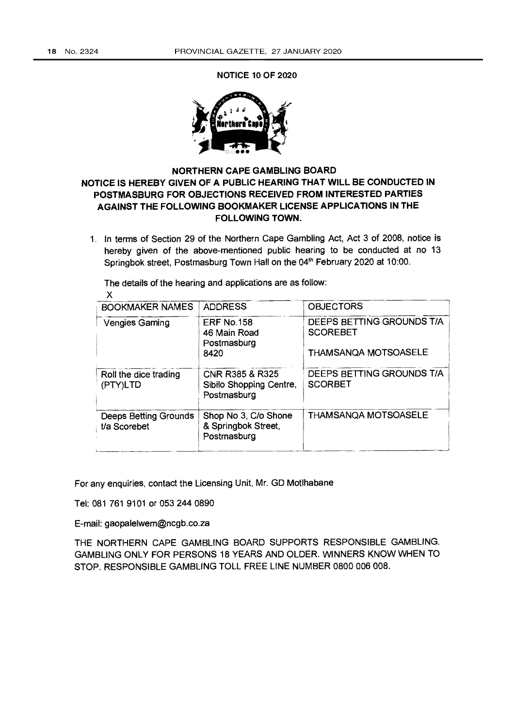**NOTICE 10 OF 2020**

## NORTHERN CAPE GAMBLING BOARD

## NOTICE IS HEREBY GIVEN OF A PUBLIC HEARING THAT WILL BE CONDUCTED IN POSTMASBURG FOR OBJECTIONS RECEIVED FROM INTERESTED PARTIES AGAINST THE FOLLOWING BOOKMAKER LICENSE APPLICATIONS IN THE FOLLOWING TOWN.

1. In terms of Section 29 of the Northern Cape Gambling Act, Act 3 of 2008, notice is hereby given of the above-mentioned public hearing to be conducted at no 13 Springbok street, Postmasburg Town Hall on the 04th February 2020 at 10:00.

The details of the hearing and applications are as follow:

X

| BOOKMAKER NAMES | ADDRESS | OBJECTORS |
|---|---|---|
| Vengies Gaming | ERF No.158<br>46 Main Road<br>Postmasburg<br>8420 | DEEPS BETTING GROUNDS T/A SCOREBET<br><br>THAMSANQA MOTSOASELE |
| Roll the dice trading (PTY)LTD | CNR R385 & R325<br>Sibilo Shopping Centre,<br>Postmasburg | DEEPS BETTING GROUNDS T/A SCORBET |
| Deeps Betting Grounds t/a Scorebet | Shop No 3, C/o Shone & Springbok Street,<br>Postmasburg | THAMSANQA MOTSOASELE |

For any enquiries, contact the Licensing Unit, Mr. GD Motlhabane

Tel: 081 761 9101 or 053 244 0890

E-mail: gaopalelwem@ncgb.co.za

THE NORTHERN CAPE GAMBLING BOARD SUPPORTS RESPONSIBLE GAMBLING. GAMBLING ONLY FOR PERSONS 18 YEARS AND OLDER. WINNERS KNOW WHEN TO STOP. RESPONSIBLE GAMBLING TOLL FREE LINE NUMBER 0800 006 008.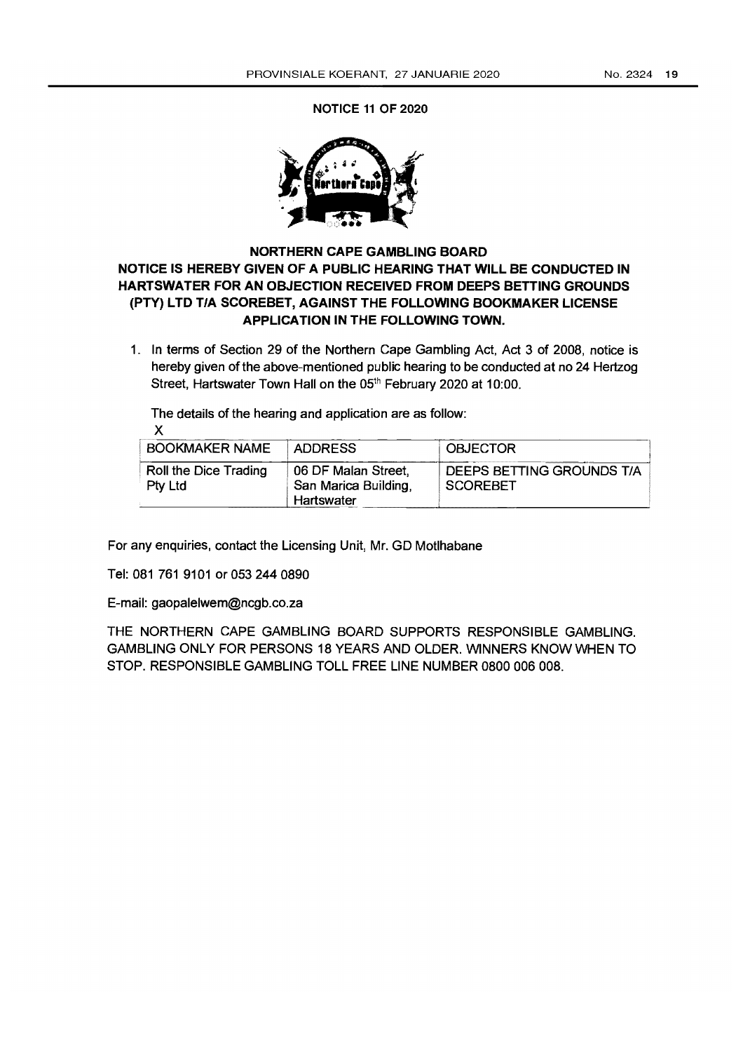**NOTICE 11 OF 2020**

**NORTHERN CAPE GAMBLING BOARD**

**NOTICE IS HEREBY GIVEN OF A PUBLIC HEARING THAT WILL BE CONDUCTED IN HARTSWATER FOR AN OBJECTION RECEIVED FROM DEEPS BETTING GROUNDS (PTY) LTD T/A SCOREBET, AGAINST THE FOLLOWING BOOKMAKER LICENSE APPLICATION IN THE FOLLOWING TOWN.**

1. In terms of Section 29 of the Northern Cape Gambling Act, Act 3 of 2008, notice is hereby given of the above-mentioned public hearing to be conducted at no 24 Hertzog Street, Hartswater Town Hall on the 05th February 2020 at 10:00.

The details of the hearing and application are as follow:

X

| BOOKMAKER NAME | ADDRESS | OBJECTOR |
| --- | --- | --- |
| Roll the Dice Trading Pty Ltd | 06 DF Malan Street, San Marica Building, Hartswater | DEEPS BETTING GROUNDS T/A SCOREBET |

For any enquiries, contact the Licensing Unit, Mr. GD Motlhabane

Tel: 081 761 9101 or 053 244 0890

E-mail: gaopalelwem@ncgb.co.za

THE NORTHERN CAPE GAMBLING BOARD SUPPORTS RESPONSIBLE GAMBLING. GAMBLING ONLY FOR PERSONS 18 YEARS AND OLDER. WINNERS KNOW WHEN TO STOP. RESPONSIBLE GAMBLING TOLL FREE LINE NUMBER 0800 006 008.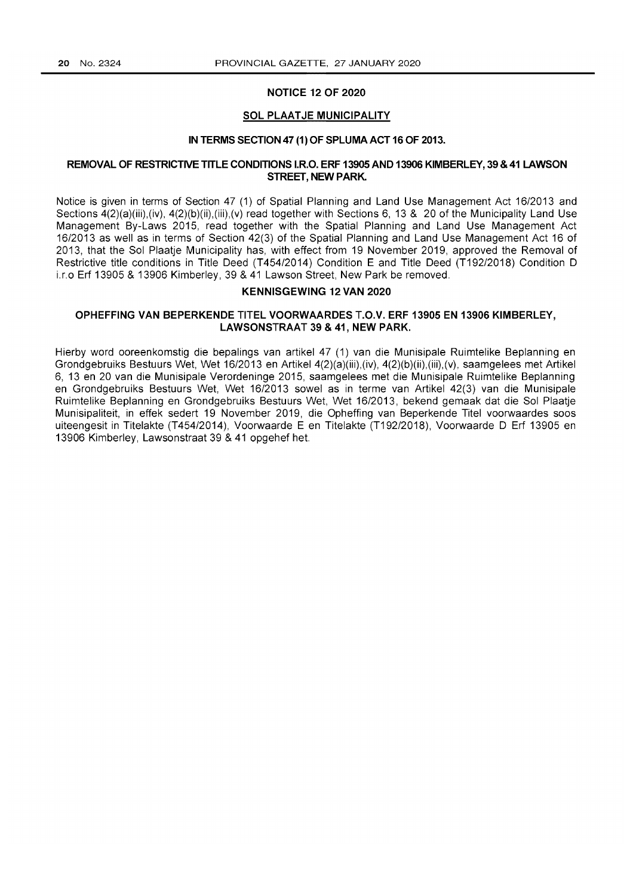## NOTICE 12 OF 2020

### SOL PLAATJE MUNICIPALITY

### IN TERMS SECTION 47 (1) OF SPLUMA ACT 16 OF 2013.

### REMOVAL OF RESTRICTIVE TITLE CONDITIONS I.R.O. ERF 13905 AND 13906 KIMBERLEY, 39 & 41 LAWSON STREET, NEW PARK.

Notice is given in terms of Section 47 (1) of Spatial Planning and Land Use Management Act 16/2013 and Sections 4(2)(a)(iii),(iv), 4(2)(b)(ii),(iii),(v) read together with Sections 6, 13 & 20 of the Municipality Land Use Management By-Laws 2015, read together with the Spatial Planning and Land Use Management Act 16/2013 as well as in terms of Section 42(3) of the Spatial Planning and Land Use Management Act 16 of 2013, that the Sol Plaatje Municipality has, with effect from 19 November 2019, approved the Removal of Restrictive title conditions in Title Deed (T454/2014) Condition E and Title Deed (T192/2018) Condition D i.r.o Erf 13905 & 13906 Kimberley, 39 & 41 Lawson Street, New Park be removed.

## KENNISGEWING 12 VAN 2020

### OPHEFFING VAN BEPERKENDE TITEL VOORWAARDES T.O.V. ERF 13905 EN 13906 KIMBERLEY, LAWSONSTRAAT 39 & 41, NEW PARK.

Hierby word ooreenkomstig die bepalings van artikel 47 (1) van die Munisipale Ruimtelike Beplanning en Grondgebruiks Bestuurs Wet, Wet 16/2013 en Artikel 4(2)(a)(iii),(iv), 4(2)(b)(ii),(iii),(v), saamgelees met Artikel 6, 13 en 20 van die Munisipale Verordeninge 2015, saamgelees met die Munisipale Ruimtelike Beplanning en Grondgebruiks Bestuurs Wet, Wet 16/2013 sowel as in terme van Artikel 42(3) van die Munisipale Ruimtelike Beplanning en Grondgebruiks Bestuurs Wet, Wet 16/2013, bekend gemaak dat die Sol Plaatje Munisipaliteit, in effek sedert 19 November 2019, die Opheffing van Beperkende Titel voorwaardes soos uiteengesit in Titelakte (T454/2014), Voorwaarde E en Titelakte (T192/2018), Voorwaarde D Erf 13905 en 13906 Kimberley, Lawsonstraat 39 & 41 opgehef het.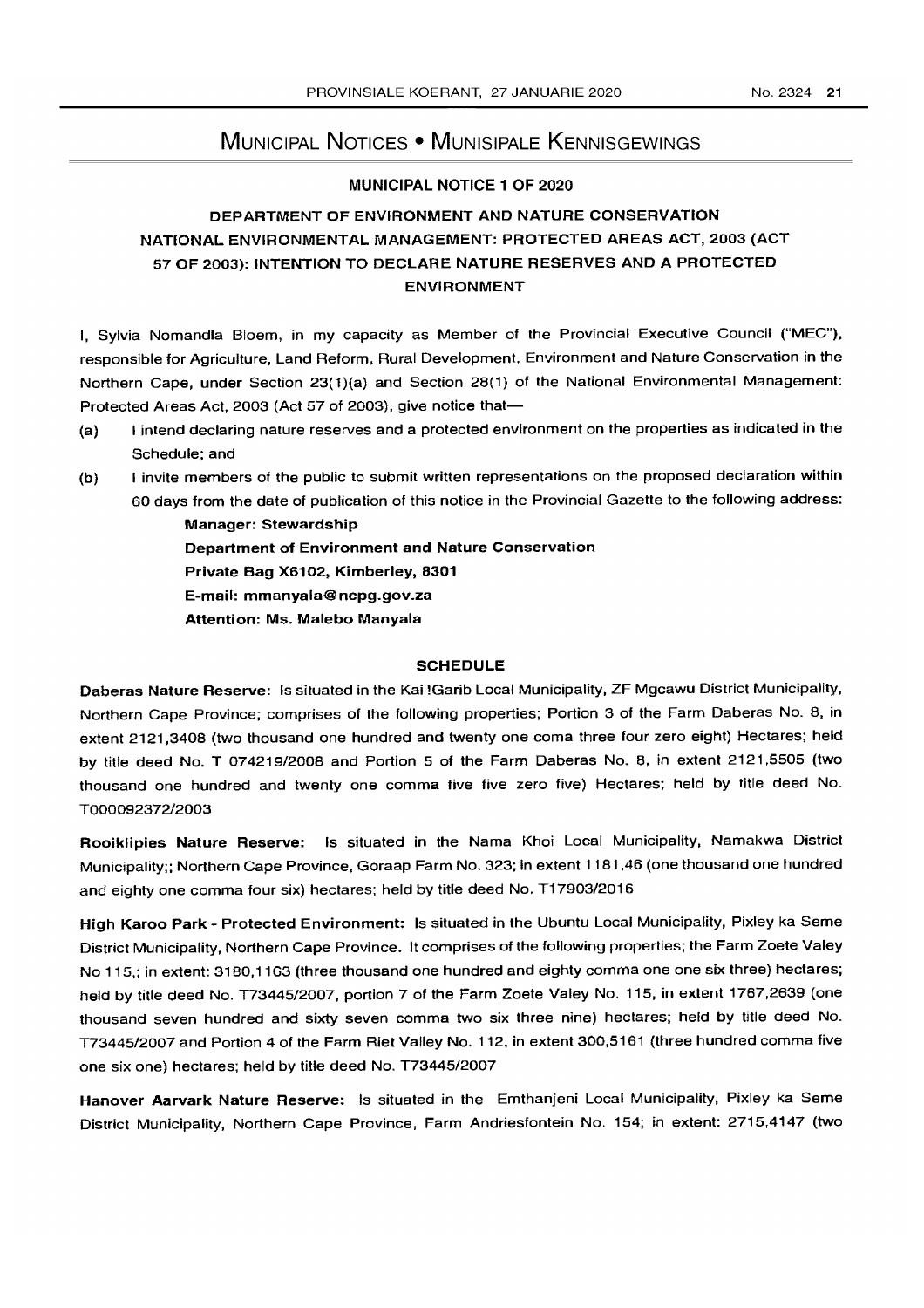# MUNICIPAL NOTICES • MUNISIPALE KENNISGEWINGS

## MUNICIPAL NOTICE 1 OF 2020

### DEPARTMENT OF ENVIRONMENT AND NATURE CONSERVATION NATIONAL ENVIRONMENTAL MANAGEMENT: PROTECTED AREAS ACT, 2003 (ACT 57 OF 2003): INTENTION TO DECLARE NATURE RESERVES AND A PROTECTED ENVIRONMENT

I, Sylvia Nomandla Bloem, in my capacity as Member of the Provincial Executive Council ("MEC"), responsible for Agriculture, Land Reform, Rural Development, Environment and Nature Conservation in the Northern Cape, under Section 23(1)(a) and Section 28(1) of the National Environmental Management: Protected Areas Act, 2003 (Act 57 of 2003), give notice that—

(a) I intend declaring nature reserves and a protected environment on the properties as indicated in the Schedule; and

(b) I invite members of the public to submit written representations on the proposed declaration within 60 days from the date of publication of this notice in the Provincial Gazette to the following address:

**Manager: Stewardship**
**Department of Environment and Nature Conservation**
**Private Bag X6102, Kimberley, 8301**
**E-mail: mmanyala@ncpg.gov.za**
**Attention: Ms. Malebo Manyala**

### SCHEDULE

**Daberas Nature Reserve:** Is situated in the Kai !Garib Local Municipality, ZF Mgcawu District Municipality, Northern Cape Province; comprises of the following properties; Portion 3 of the Farm Daberas No. 8, in extent 2121,3408 (two thousand one hundred and twenty one coma three four zero eight) Hectares; held by title deed No. T 074219/2008 and Portion 5 of the Farm Daberas No. 8, in extent 2121,5505 (two thousand one hundred and twenty one comma five five zero five) Hectares; held by title deed No. T000092372/2003

**Rooiklipies Nature Reserve:** Is situated in the Nama Khoi Local Municipality, Namakwa District Municipality;; Northern Cape Province, Goraap Farm No. 323; in extent 1181,46 (one thousand one hundred and eighty one comma four six) hectares; held by title deed No. T17903/2016

**High Karoo Park - Protected Environment:** Is situated in the Ubuntu Local Municipality, Pixley ka Seme District Municipality, Northern Cape Province. It comprises of the following properties; the Farm Zoete Valey No 115,; in extent: 3180,1163 (three thousand one hundred and eighty comma one one six three) hectares; held by title deed No. T73445/2007, portion 7 of the Farm Zoete Valey No. 115, in extent 1767,2639 (one thousand seven hundred and sixty seven comma two six three nine) hectares; held by title deed No. T73445/2007 and Portion 4 of the Farm Riet Valley No. 112, in extent 300,5161 (three hundred comma five one six one) hectares; held by title deed No. T73445/2007

**Hanover Aarvark Nature Reserve:** Is situated in the Emthanjeni Local Municipality, Pixley ka Seme District Municipality, Northern Cape Province, Farm Andriesfontein No. 154; in extent: 2715,4147 (two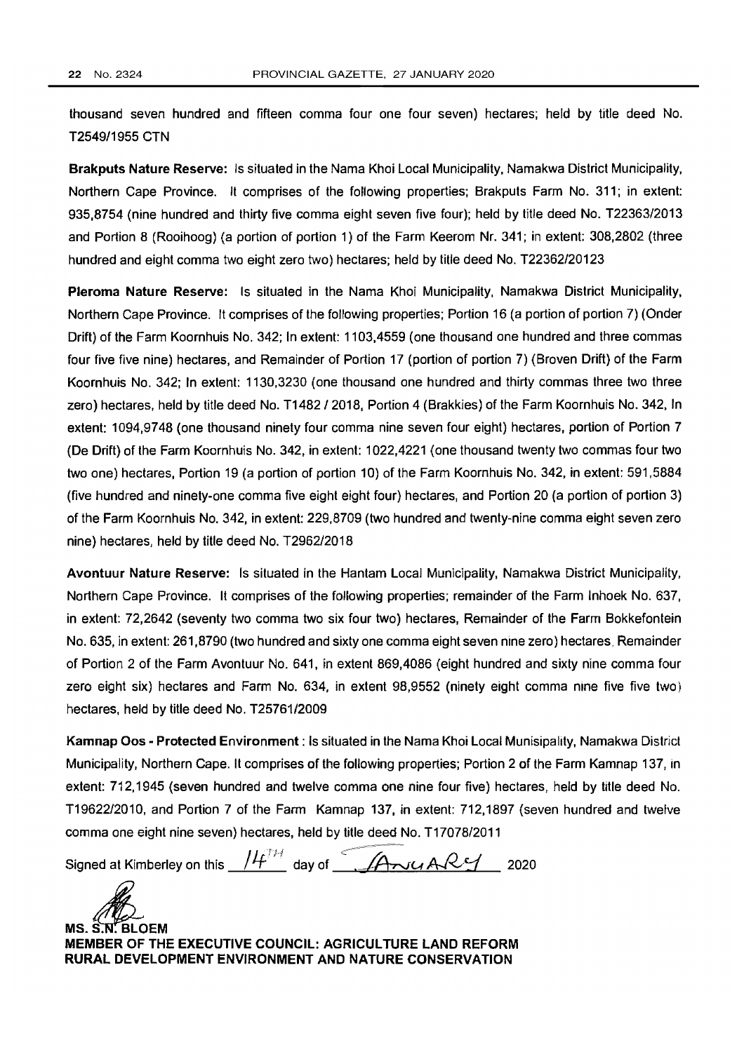thousand seven hundred and fifteen comma four one four seven) hectares; held by title deed No. T2549/1955 CTN

**Brakputs Nature Reserve:** Is situated in the Nama Khoi Local Municipality, Namakwa District Municipality, Northern Cape Province. It comprises of the following properties; Brakputs Farm No. 311; in extent: 935,8754 (nine hundred and thirty five comma eight seven five four); held by title deed No. T22363/2013 and Portion 8 (Rooihoog) (a portion of portion 1) of the Farm Keerom Nr. 341; in extent: 308,2802 (three hundred and eight comma two eight zero two) hectares; held by title deed No. T22362/20123

**Pleroma Nature Reserve:** Is situated in the Nama Khoi Municipality, Namakwa District Municipality, Northern Cape Province. It comprises of the following properties; Portion 16 (a portion of portion 7) (Onder Drift) of the Farm Koornhuis No. 342; In extent: 1103,4559 (one thousand one hundred and three commas four five five nine) hectares, and Remainder of Portion 17 (portion of portion 7) (Broven Drift) of the Farm Koornhuis No. 342; In extent: 1130,3230 (one thousand one hundred and thirty commas three two three zero) hectares, held by title deed No. T1482 / 2018, Portion 4 (Brakkies) of the Farm Koornhuis No. 342, In extent: 1094,9748 (one thousand ninety four comma nine seven four eight) hectares, portion of Portion 7 (De Drift) of the Farm Koornhuis No. 342, in extent: 1022,4221 (one thousand twenty two commas four two two one) hectares, Portion 19 (a portion of portion 10) of the Farm Koornhuis No. 342, in extent: 591,5884 (five hundred and ninety-one comma five eight eight four) hectares, and Portion 20 (a portion of portion 3) of the Farm Koornhuis No. 342, in extent: 229,8709 (two hundred and twenty-nine comma eight seven zero nine) hectares, held by title deed No. T2962/2018

**Avontuur Nature Reserve:** Is situated in the Hantam Local Municipality, Namakwa District Municipality, Northern Cape Province. It comprises of the following properties; remainder of the Farm Inhoek No. 637, in extent: 72,2642 (seventy two comma two six four two) hectares, Remainder of the Farm Bokkefontein No. 635, in extent: 261,8790 (two hundred and sixty one comma eight seven nine zero) hectares, Remainder of Portion 2 of the Farm Avontuur No. 641, in extent 869,4086 (eight hundred and sixty nine comma four zero eight six) hectares and Farm No. 634, in extent 98,9552 (ninety eight comma nine five five two) hectares, held by title deed No. T25761/2009

**Kamnap Oos - Protected Environment** : Is situated in the Nama Khoi Local Munisipality, Namakwa District Municipality, Northern Cape. It comprises of the following properties; Portion 2 of the Farm Kamnap 137, in extent: 712,1945 (seven hundred and twelve comma one nine four five) hectares, held by title deed No. T19622/2010, and Portion 7 of the Farm Kamnap 137, in extent: 712,1897 (seven hundred and twelve comma one eight nine seven) hectares, held by title deed No. T17078/2011

Signed at Kimberley on this 14TH day of JANUARY 2020

**MS. S.N. BLOEM**
**MEMBER OF THE EXECUTIVE COUNCIL: AGRICULTURE LAND REFORM RURAL DEVELOPMENT ENVIRONMENT AND NATURE CONSERVATION**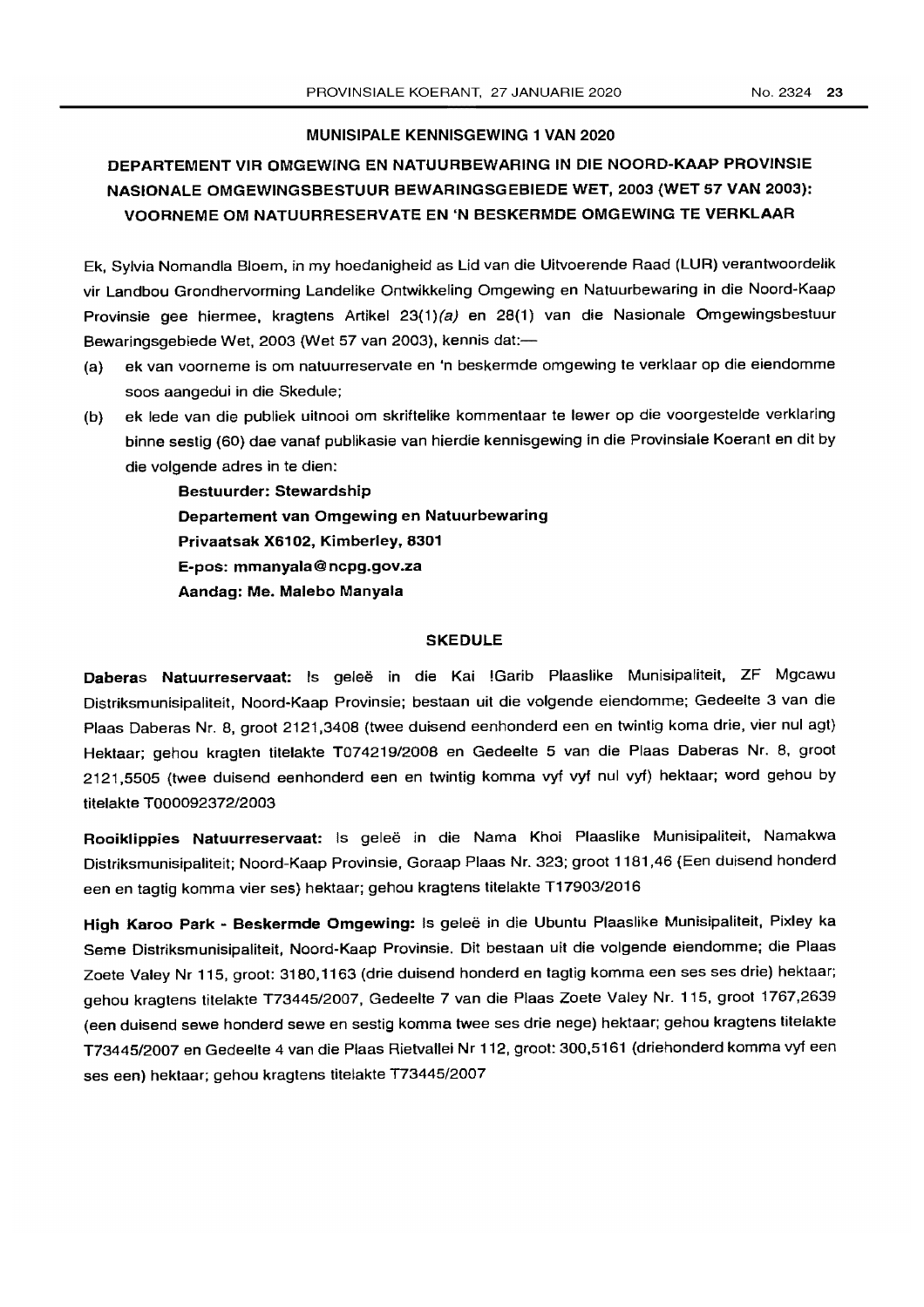## MUNISIPALE KENNISGEWING 1 VAN 2020

## DEPARTEMENT VIR OMGEWING EN NATUURBEWARING IN DIE NOORD-KAAP PROVINSIE NASIONALE OMGEWINGSBESTUUR BEWARINGSGEBIEDE WET, 2003 (WET 57 VAN 2003): VOORNEME OM NATUURRESERVATE EN 'N BESKERMDE OMGEWING TE VERKLAAR

Ek, Sylvia Nomandla Bloem, in my hoedanigheid as Lid van die Uitvoerende Raad (LUR) verantwoordelik vir Landbou Grondhervorming Landelike Ontwikkeling Omgewing en Natuurbewaring in die Noord-Kaap Provinsie gee hiermee, kragtens Artikel 23(1)*(a)* en 28(1) van die Nasionale Omgewingsbestuur Bewaringsgebiede Wet, 2003 (Wet 57 van 2003), kennis dat:—

(a) ek van voorneme is om natuurreservate en 'n beskermde omgewing te verklaar op die eiendomme soos aangedui in die Skedule;

(b) ek lede van die publiek uitnooi om skriftelike kommentaar te lewer op die voorgestelde verklaring binne sestig (60) dae vanaf publikasie van hierdie kennisgewing in die Provinsiale Koerant en dit by die volgende adres in te dien:

> **Bestuurder: Stewardship**
> **Departement van Omgewing en Natuurbewaring**
> **Privaatsak X6102, Kimberley, 8301**
> **E-pos: mmanyala@ncpg.gov.za**
> **Aandag: Me. Malebo Manyala**

### SKEDULE

**Daberas Natuurreservaat:** Is geleë in die Kai !Garib Plaaslike Munisipaliteit, ZF Mgcawu Distriksmunisipaliteit, Noord-Kaap Provinsie; bestaan uit die volgende eiendomme; Gedeelte 3 van die Plaas Daberas Nr. 8, groot 2121,3408 (twee duisend eenhonderd een en twintig koma drie, vier nul agt) Hektaar; gehou kragten titelakte T074219/2008 en Gedeelte 5 van die Plaas Daberas Nr. 8, groot 2121,5505 (twee duisend eenhonderd een en twintig komma vyf vyf nul vyf) hektaar; word gehou by titelakte T000092372/2003

**Rooiklippies Natuurreservaat:** Is geleë in die Nama Khoi Plaaslike Munisipaliteit, Namakwa Distriksmunisipaliteit; Noord-Kaap Provinsie, Goraap Plaas Nr. 323; groot 1181,46 (Een duisend honderd een en tagtig komma vier ses) hektaar; gehou kragtens titelakte T17903/2016

**High Karoo Park - Beskermde Omgewing:** Is geleë in die Ubuntu Plaaslike Munisipaliteit, Pixley ka Seme Distriksmunisipaliteit, Noord-Kaap Provinsie. Dit bestaan uit die volgende eiendomme; die Plaas Zoete Valey Nr 115, groot: 3180,1163 (drie duisend honderd en tagtig komma een ses ses drie) hektaar; gehou kragtens titelakte T73445/2007, Gedeelte 7 van die Plaas Zoete Valey Nr. 115, groot 1767,2639 (een duisend sewe honderd sewe en sestig komma twee ses drie nege) hektaar; gehou kragtens titelakte T73445/2007 en Gedeelte 4 van die Plaas Rietvallei Nr 112, groot: 300,5161 (driehonderd komma vyf een ses een) hektaar; gehou kragtens titelakte T73445/2007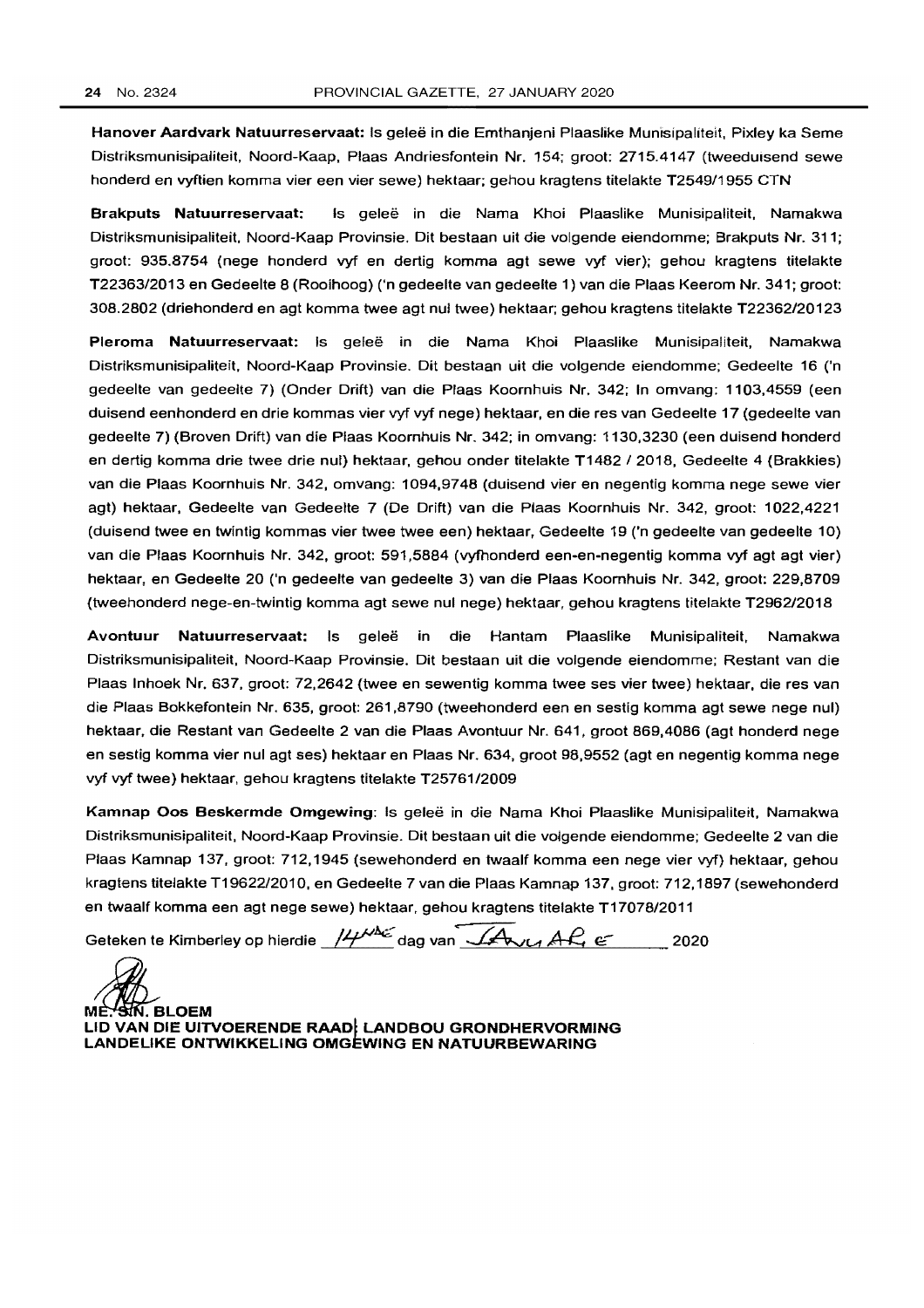**Hanover Aardvark Natuurreservaat:** Is geleë in die Emthanjeni Plaaslike Munisipaliteit, Pixley ka Seme Distriksmunisipaliteit, Noord-Kaap, Plaas Andriesfontein Nr. 154; groot: 2715.4147 (tweeduisend sewe honderd en vyftien komma vier een vier sewe) hektaar; gehou kragtens titelakte T2549/1955 CTN

**Brakputs Natuurreservaat:** Is geleë in die Nama Khoi Plaaslike Munisipaliteit, Namakwa Distriksmunisipaliteit, Noord-Kaap Provinsie. Dit bestaan uit die volgende eiendomme; Brakputs Nr. 311; groot: 935.8754 (nege honderd vyf en dertig komma agt sewe vyf vier); gehou kragtens titelakte T22363/2013 en Gedeelte 8 (Rooihoog) ('n gedeelte van gedeelte 1) van die Plaas Keerom Nr. 341; groot: 308.2802 (driehonderd en agt komma twee agt nul twee) hektaar; gehou kragtens titelakte T22362/20123

**Pleroma Natuurreservaat:** Is geleë in die Nama Khoi Plaaslike Munisipaliteit, Namakwa Distriksmunisipaliteit, Noord-Kaap Provinsie. Dit bestaan uit die volgende eiendomme; Gedeelte 16 ('n gedeelte van gedeelte 7) (Onder Drift) van die Plaas Koornhuis Nr. 342; In omvang: 1103,4559 (een duisend eenhonderd en drie kommas vier vyf vyf nege) hektaar, en die res van Gedeelte 17 (gedeelte van gedeelte 7) (Broven Drift) van die Plaas Koornhuis Nr. 342; in omvang: 1130,3230 (een duisend honderd en dertig komma drie twee drie nul) hektaar, gehou onder titelakte T1482 / 2018, Gedeelte 4 (Brakkies) van die Plaas Koornhuis Nr. 342, omvang: 1094,9748 (duisend vier en negentig komma nege sewe vier agt) hektaar, Gedeelte van Gedeelte 7 (De Drift) van die Plaas Koornhuis Nr. 342, groot: 1022,4221 (duisend twee en twintig kommas vier twee twee een) hektaar, Gedeelte 19 ('n gedeelte van gedeelte 10) van die Plaas Koornhuis Nr. 342, groot: 591,5884 (vyfhonderd een-en-negentig komma vyf agt agt vier) hektaar, en Gedeelte 20 ('n gedeelte van gedeelte 3) van die Plaas Koornhuis Nr. 342, groot: 229,8709 (tweehonderd nege-en-twintig komma agt sewe nul nege) hektaar, gehou kragtens titelakte T2962/2018

**Avontuur Natuurreservaat:** Is geleë in die Hantam Plaaslike Munisipaliteit, Namakwa Distriksmunisipaliteit, Noord-Kaap Provinsie. Dit bestaan uit die volgende eiendomme; Restant van die Plaas Inhoek Nr. 637, groot: 72,2642 (twee en sewentig komma twee ses vier twee) hektaar, die res van die Plaas Bokkefontein Nr. 635, groot: 261,8790 (tweehonderd een en sestig komma agt sewe nege nul) hektaar, die Restant van Gedeelte 2 van die Plaas Avontuur Nr. 641, groot 869,4086 (agt honderd nege en sestig komma vier nul agt ses) hektaar en Plaas Nr. 634, groot 98,9552 (agt en negentig komma nege vyf vyf twee) hektaar, gehou kragtens titelakte T25761/2009

**Kamnap Oos Beskermde Omgewing**: Is geleë in die Nama Khoi Plaaslike Munisipaliteit, Namakwa Distriksmunisipaliteit, Noord-Kaap Provinsie. Dit bestaan uit die volgende eiendomme; Gedeelte 2 van die Plaas Kamnap 137, groot: 712,1945 (sewehonderd en twaalf komma een nege vier vyf) hektaar, gehou kragtens titelakte T19622/2010, en Gedeelte 7 van die Plaas Kamnap 137, groot: 712,1897 (sewehonderd en twaalf komma een agt nege sewe) hektaar, gehou kragtens titelakte T17078/2011

Geteken te Kimberley op hierdie 14<sup></sup>de dag van JANUARIE 2020

**ME. S.N. BLOEM**
**LID VAN DIE UITVOERENDE RAAD: LANDBOU GRONDHERVORMING LANDELIKE ONTWIKKELING OMGEWING EN NATUURBEWARING**